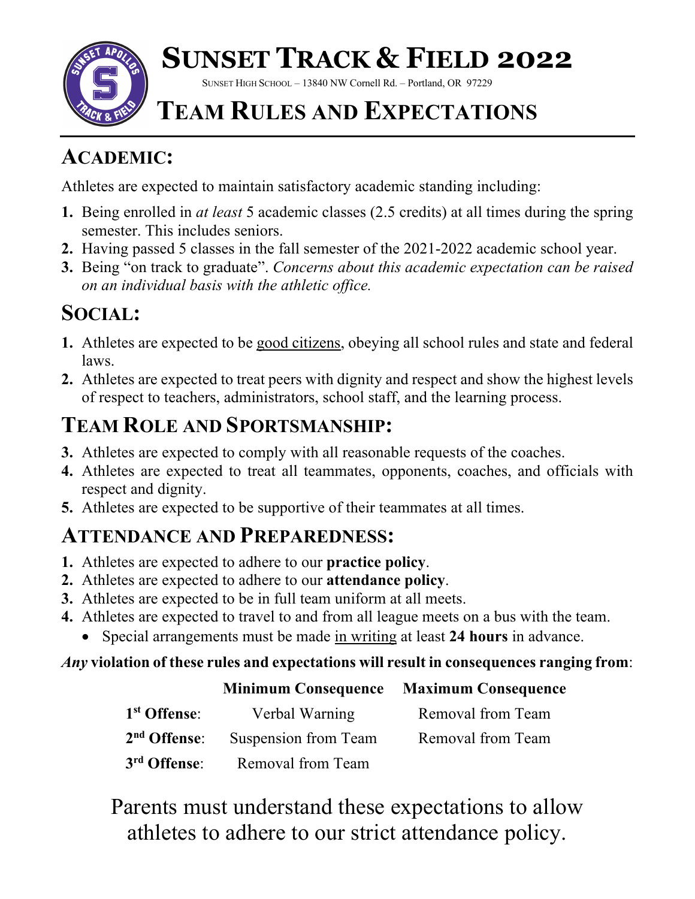# Sunset Track & Field 2022

Sunset High School – 13840 NW Cornell Rd. – Portland, OR 97229

# Team Rules and Expectations

## Academic:

Athletes are expected to maintain satisfactory academic standing including:

1. Being enrolled in *at least* 5 academic classes (2.5 credits) at all times during the spring semester. This includes seniors.
2. Having passed 5 classes in the fall semester of the 2021-2022 academic school year.
3. Being "on track to graduate". *Concerns about this academic expectation can be raised on an individual basis with the athletic office.*

## Social:

1. Athletes are expected to be good citizens, obeying all school rules and state and federal laws.
2. Athletes are expected to treat peers with dignity and respect and show the highest levels of respect to teachers, administrators, school staff, and the learning process.

## Team Role and Sportsmanship:

3. Athletes are expected to comply with all reasonable requests of the coaches.
4. Athletes are expected to treat all teammates, opponents, coaches, and officials with respect and dignity.
5. Athletes are expected to be supportive of their teammates at all times.

## Attendance and Preparedness:

1. Athletes are expected to adhere to our **practice policy**.
2. Athletes are expected to adhere to our **attendance policy**.
3. Athletes are expected to be in full team uniform at all meets.
4. Athletes are expected to travel to and from all league meets on a bus with the team.
   - Special arrangements must be made in writing at least **24 hours** in advance.

***Any* violation of these rules and expectations will result in consequences ranging from**:

| | Minimum Consequence | Maximum Consequence |
|---|---|---|
| **1st Offense**: | Verbal Warning | Removal from Team |
| **2nd Offense**: | Suspension from Team | Removal from Team |
| **3rd Offense**: | Removal from Team | |

Parents must understand these expectations to allow athletes to adhere to our strict attendance policy.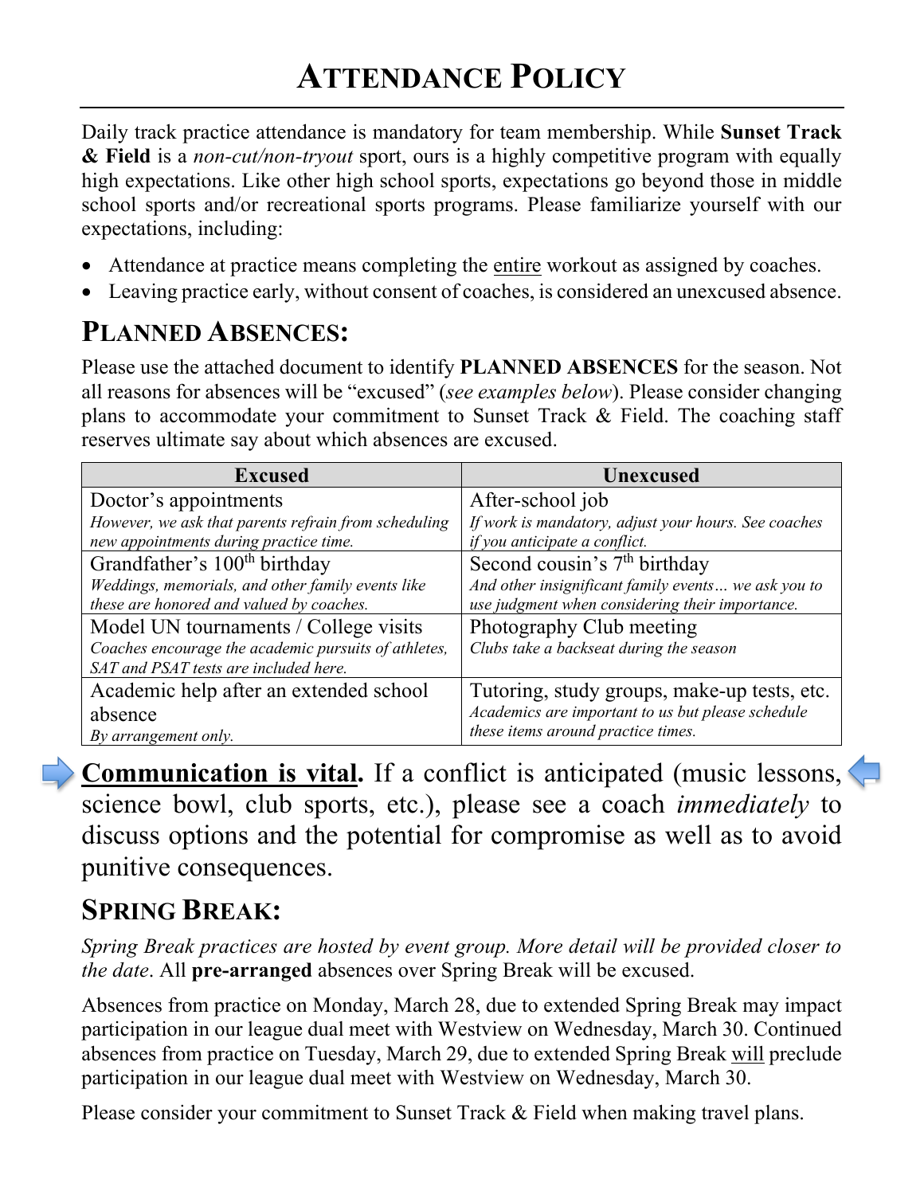# ATTENDANCE POLICY

Daily track practice attendance is mandatory for team membership. While **Sunset Track & Field** is a *non-cut/non-tryout* sport, ours is a highly competitive program with equally high expectations. Like other high school sports, expectations go beyond those in middle school sports and/or recreational sports programs. Please familiarize yourself with our expectations, including:

- Attendance at practice means completing the entire workout as assigned by coaches.
- Leaving practice early, without consent of coaches, is considered an unexcused absence.

## PLANNED ABSENCES:

Please use the attached document to identify **PLANNED ABSENCES** for the season. Not all reasons for absences will be "excused" (*see examples below*). Please consider changing plans to accommodate your commitment to Sunset Track & Field. The coaching staff reserves ultimate say about which absences are excused.

| Excused | Unexcused |
|---|---|
| Doctor's appointments<br>*However, we ask that parents refrain from scheduling new appointments during practice time.* | After-school job<br>*If work is mandatory, adjust your hours. See coaches if you anticipate a conflict.* |
| Grandfather's 100th birthday<br>*Weddings, memorials, and other family events like these are honored and valued by coaches.* | Second cousin's 7th birthday<br>*And other insignificant family events… we ask you to use judgment when considering their importance.* |
| Model UN tournaments / College visits<br>*Coaches encourage the academic pursuits of athletes, SAT and PSAT tests are included here.* | Photography Club meeting<br>*Clubs take a backseat during the season* |
| Academic help after an extended school absence<br>*By arrangement only.* | Tutoring, study groups, make-up tests, etc.<br>*Academics are important to us but please schedule these items around practice times.* |

**Communication is vital.** If a conflict is anticipated (music lessons, science bowl, club sports, etc.), please see a coach *immediately* to discuss options and the potential for compromise as well as to avoid punitive consequences.

## SPRING BREAK:

*Spring Break practices are hosted by event group. More detail will be provided closer to the date*. All **pre-arranged** absences over Spring Break will be excused.

Absences from practice on Monday, March 28, due to extended Spring Break may impact participation in our league dual meet with Westview on Wednesday, March 30. Continued absences from practice on Tuesday, March 29, due to extended Spring Break will preclude participation in our league dual meet with Westview on Wednesday, March 30.

Please consider your commitment to Sunset Track & Field when making travel plans.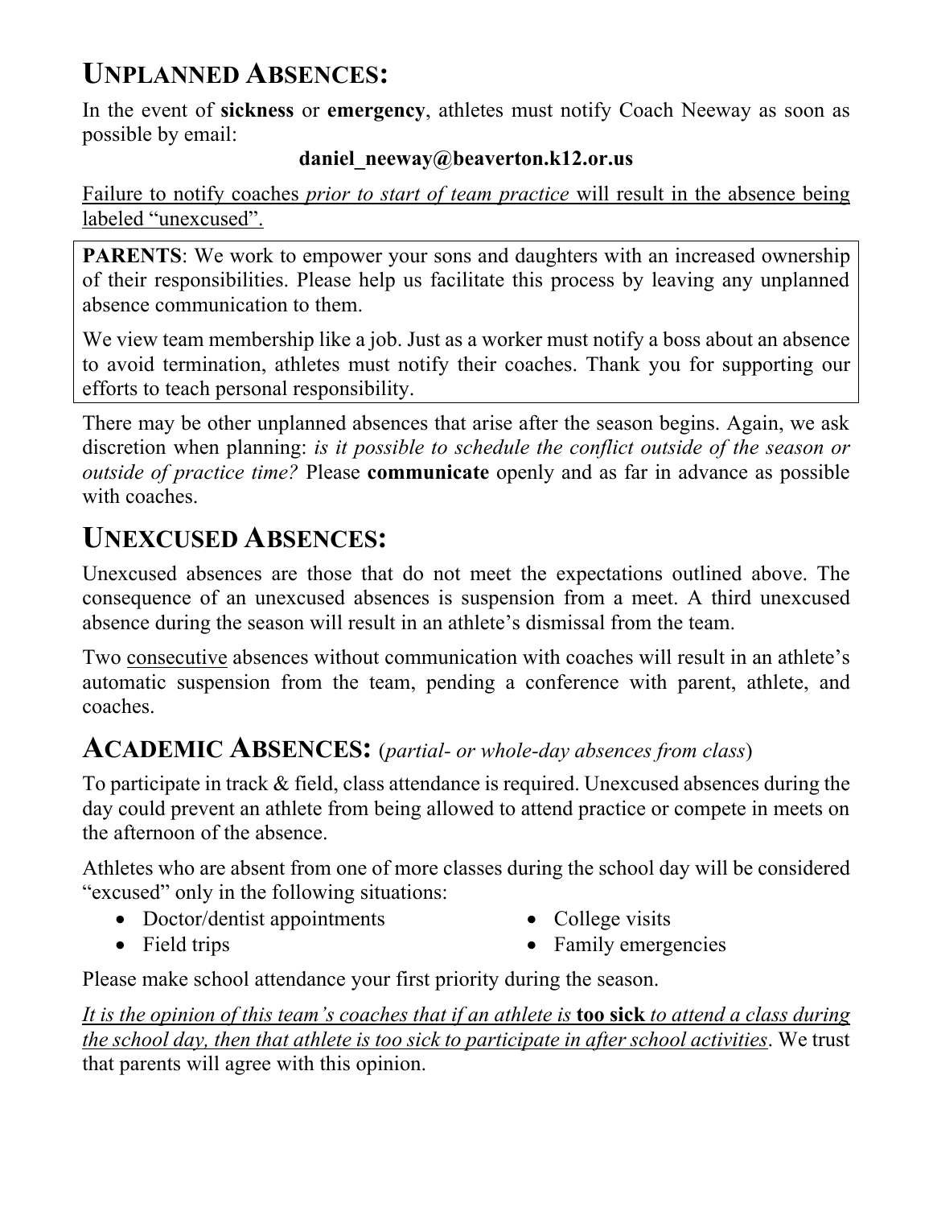## UNPLANNED ABSENCES:

In the event of **sickness** or **emergency**, athletes must notify Coach Neeway as soon as possible by email:

**daniel_neeway@beaverton.k12.or.us**

<u>Failure to notify coaches *prior to start of team practice* will result in the absence being labeled "unexcused".</u>

> **PARENTS**: We work to empower your sons and daughters with an increased ownership of their responsibilities. Please help us facilitate this process by leaving any unplanned absence communication to them.
>
> We view team membership like a job. Just as a worker must notify a boss about an absence to avoid termination, athletes must notify their coaches. Thank you for supporting our efforts to teach personal responsibility.

There may be other unplanned absences that arise after the season begins. Again, we ask discretion when planning: *is it possible to schedule the conflict outside of the season or outside of practice time?* Please **communicate** openly and as far in advance as possible with coaches.

## UNEXCUSED ABSENCES:

Unexcused absences are those that do not meet the expectations outlined above. The consequence of an unexcused absences is suspension from a meet. A third unexcused absence during the season will result in an athlete's dismissal from the team.

Two <u>consecutive</u> absences without communication with coaches will result in an athlete's automatic suspension from the team, pending a conference with parent, athlete, and coaches.

## ACADEMIC ABSENCES: (*partial- or whole-day absences from class*)

To participate in track & field, class attendance is required. Unexcused absences during the day could prevent an athlete from being allowed to attend practice or compete in meets on the afternoon of the absence.

Athletes who are absent from one of more classes during the school day will be considered "excused" only in the following situations:

- Doctor/dentist appointments
- Field trips
- College visits
- Family emergencies

Please make school attendance your first priority during the season.

<u>*It is the opinion of this team's coaches that if an athlete is* **too sick** *to attend a class during the school day, then that athlete is too sick to participate in after school activities*</u>. We trust that parents will agree with this opinion.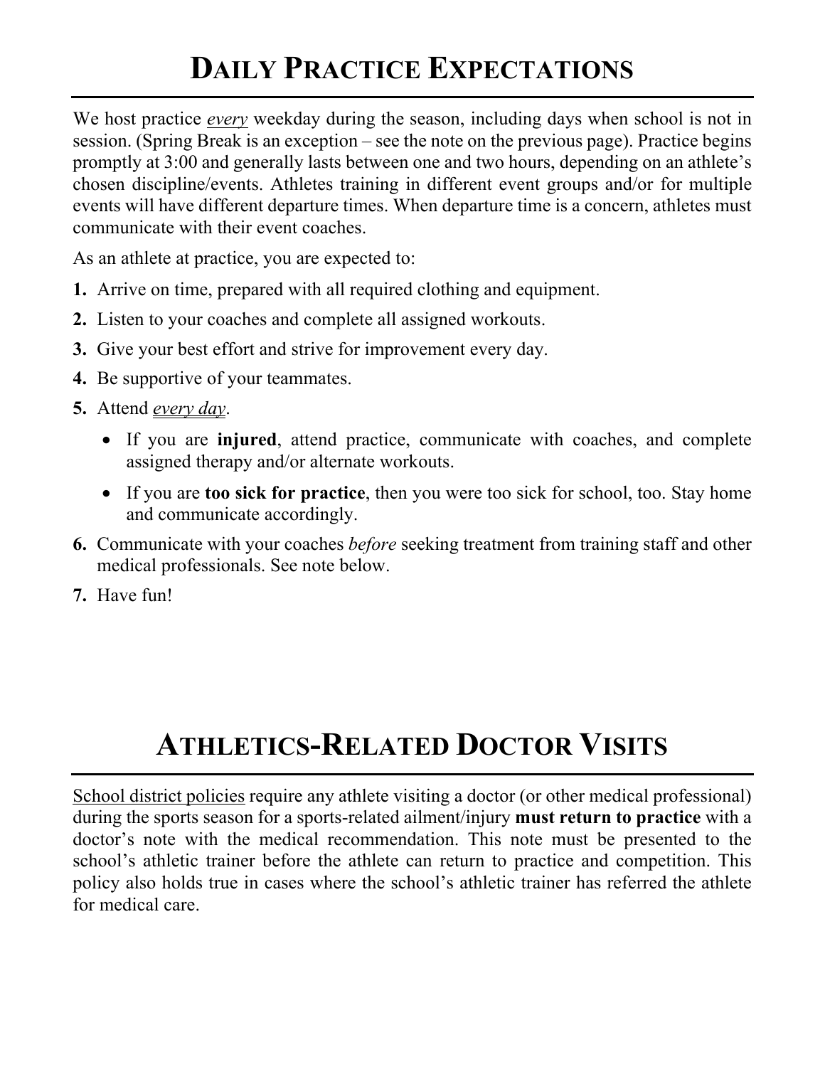# Daily Practice Expectations

We host practice *every* weekday during the season, including days when school is not in session. (Spring Break is an exception – see the note on the previous page). Practice begins promptly at 3:00 and generally lasts between one and two hours, depending on an athlete's chosen discipline/events. Athletes training in different event groups and/or for multiple events will have different departure times. When departure time is a concern, athletes must communicate with their event coaches.

As an athlete at practice, you are expected to:

1. Arrive on time, prepared with all required clothing and equipment.
2. Listen to your coaches and complete all assigned workouts.
3. Give your best effort and strive for improvement every day.
4. Be supportive of your teammates.
5. Attend *every day*.
   - If you are **injured**, attend practice, communicate with coaches, and complete assigned therapy and/or alternate workouts.
   - If you are **too sick for practice**, then you were too sick for school, too. Stay home and communicate accordingly.
6. Communicate with your coaches *before* seeking treatment from training staff and other medical professionals. See note below.
7. Have fun!

# Athletics-Related Doctor Visits

School district policies require any athlete visiting a doctor (or other medical professional) during the sports season for a sports-related ailment/injury **must return to practice** with a doctor's note with the medical recommendation. This note must be presented to the school's athletic trainer before the athlete can return to practice and competition. This policy also holds true in cases where the school's athletic trainer has referred the athlete for medical care.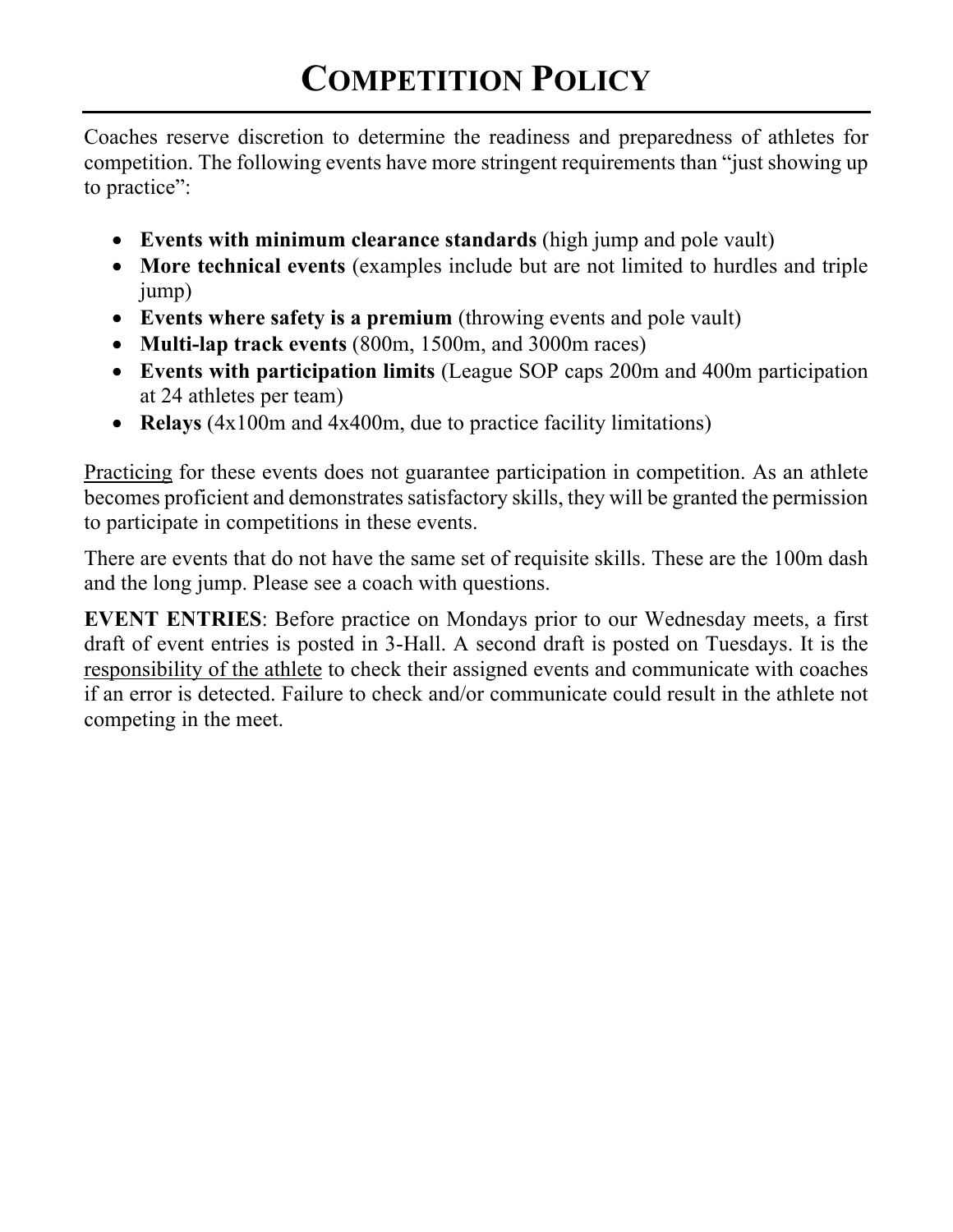# COMPETITION POLICY

Coaches reserve discretion to determine the readiness and preparedness of athletes for competition. The following events have more stringent requirements than "just showing up to practice":

- **Events with minimum clearance standards** (high jump and pole vault)
- **More technical events** (examples include but are not limited to hurdles and triple jump)
- **Events where safety is a premium** (throwing events and pole vault)
- **Multi-lap track events** (800m, 1500m, and 3000m races)
- **Events with participation limits** (League SOP caps 200m and 400m participation at 24 athletes per team)
- **Relays** (4x100m and 4x400m, due to practice facility limitations)

<u>Practicing</u> for these events does not guarantee participation in competition. As an athlete becomes proficient and demonstrates satisfactory skills, they will be granted the permission to participate in competitions in these events.

There are events that do not have the same set of requisite skills. These are the 100m dash and the long jump. Please see a coach with questions.

**EVENT ENTRIES**: Before practice on Mondays prior to our Wednesday meets, a first draft of event entries is posted in 3-Hall. A second draft is posted on Tuesdays. It is the <u>responsibility of the athlete</u> to check their assigned events and communicate with coaches if an error is detected. Failure to check and/or communicate could result in the athlete not competing in the meet.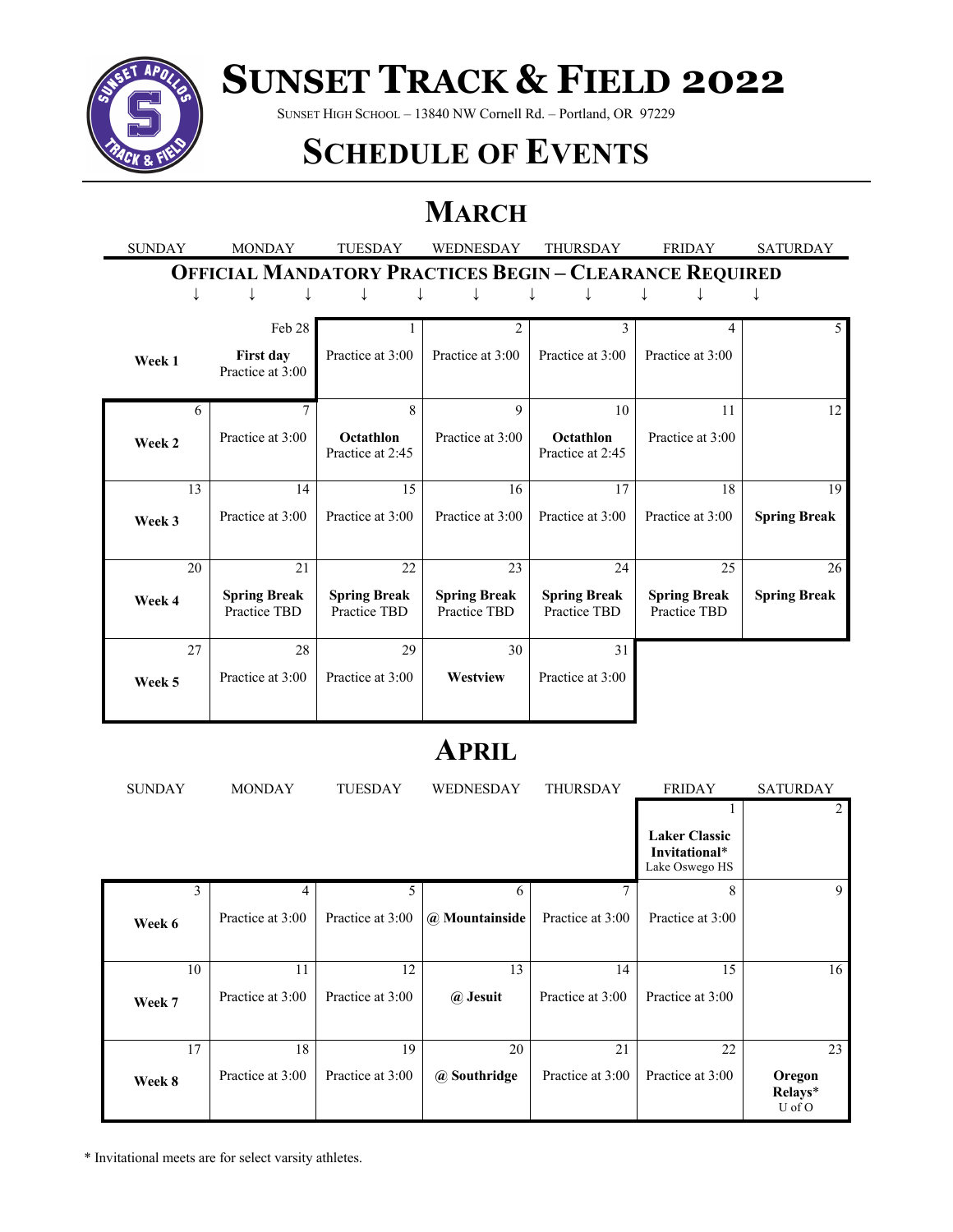# Sunset Track & Field 2022

Sunset High School – 13840 NW Cornell Rd. – Portland, OR 97229

## Schedule of Events

## March

**Official Mandatory Practices Begin – Clearance Required**

| SUNDAY | MONDAY | TUESDAY | WEDNESDAY | THURSDAY | FRIDAY | SATURDAY |
|---|---|---|---|---|---|---|
| **Week 1** | Feb 28 **First day** Practice at 3:00 | 1 Practice at 3:00 | 2 Practice at 3:00 | 3 Practice at 3:00 | 4 Practice at 3:00 | 5 |
| 6 **Week 2** | 7 Practice at 3:00 | 8 **Octathlon** Practice at 2:45 | 9 Practice at 3:00 | 10 **Octathlon** Practice at 2:45 | 11 Practice at 3:00 | 12 |
| 13 **Week 3** | 14 Practice at 3:00 | 15 Practice at 3:00 | 16 Practice at 3:00 | 17 Practice at 3:00 | 18 Practice at 3:00 | 19 **Spring Break** |
| 20 **Week 4** | 21 **Spring Break** Practice TBD | 22 **Spring Break** Practice TBD | 23 **Spring Break** Practice TBD | 24 **Spring Break** Practice TBD | 25 **Spring Break** Practice TBD | 26 **Spring Break** |
| 27 **Week 5** | 28 Practice at 3:00 | 29 Practice at 3:00 | 30 **Westview** | 31 Practice at 3:00 | | |

## April

| SUNDAY | MONDAY | TUESDAY | WEDNESDAY | THURSDAY | FRIDAY | SATURDAY |
|---|---|---|---|---|---|---|
| | | | | | 1 **Laker Classic Invitational*** Lake Oswego HS | 2 |
| 3 **Week 6** | 4 Practice at 3:00 | 5 Practice at 3:00 | 6 **@ Mountainside** | 7 Practice at 3:00 | 8 Practice at 3:00 | 9 |
| 10 **Week 7** | 11 Practice at 3:00 | 12 Practice at 3:00 | 13 **@ Jesuit** | 14 Practice at 3:00 | 15 Practice at 3:00 | 16 |
| 17 **Week 8** | 18 Practice at 3:00 | 19 Practice at 3:00 | 20 **@ Southridge** | 21 Practice at 3:00 | 22 Practice at 3:00 | 23 **Oregon Relays*** U of O |

* Invitational meets are for select varsity athletes.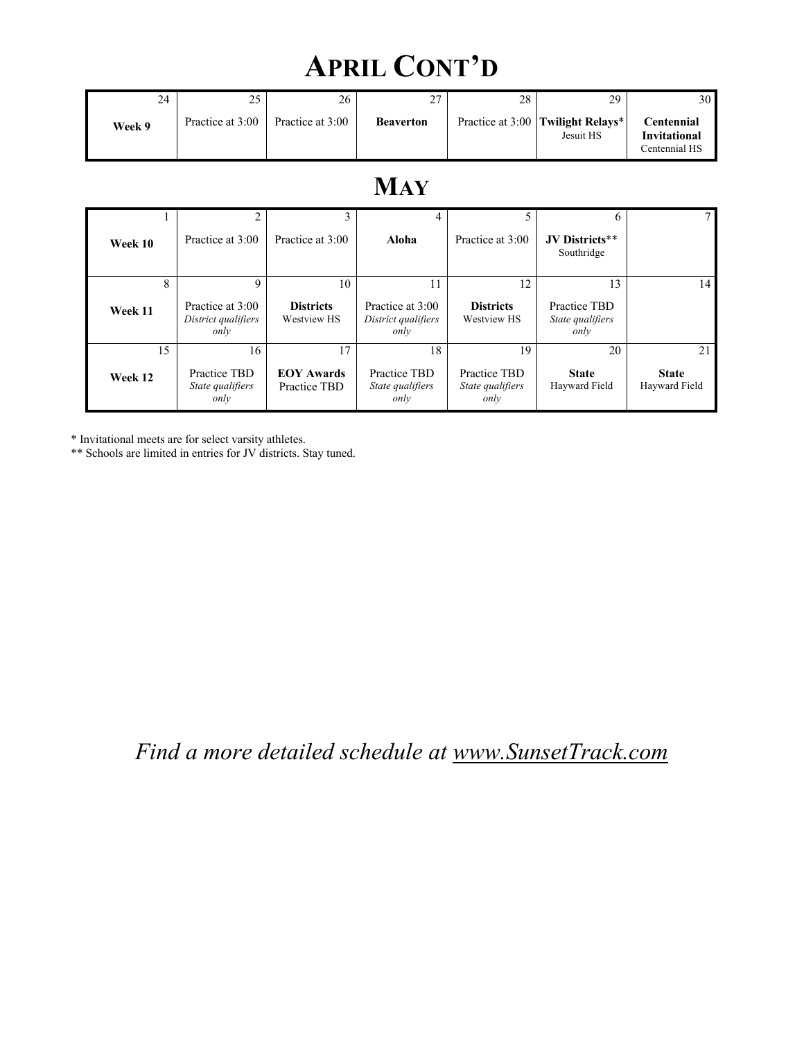# April Cont'd

| 24 | 25 | 26 | 27 | 28 | 29 | 30 |
|---|---|---|---|---|---|---|
| **Week 9** | Practice at 3:00 | Practice at 3:00 | **Beaverton** | Practice at 3:00 | **Twilight Relays**\* Jesuit HS | **Centennial Invitational** Centennial HS |

# May

| 1 | 2 | 3 | 4 | 5 | 6 | 7 |
|---|---|---|---|---|---|---|
| **Week 10** | Practice at 3:00 | Practice at 3:00 | **Aloha** | Practice at 3:00 | **JV Districts**\*\* Southridge | |
| 8 | 9 | 10 | 11 | 12 | 13 | 14 |
| **Week 11** | Practice at 3:00 *District qualifiers only* | **Districts** Westview HS | Practice at 3:00 *District qualifiers only* | **Districts** Westview HS | Practice TBD *State qualifiers only* | |
| 15 | 16 | 17 | 18 | 19 | 20 | 21 |
| **Week 12** | Practice TBD *State qualifiers only* | **EOY Awards** Practice TBD | Practice TBD *State qualifiers only* | Practice TBD *State qualifiers only* | **State** Hayward Field | **State** Hayward Field |

\* Invitational meets are for select varsity athletes.

\*\* Schools are limited in entries for JV districts. Stay tuned.

*Find a more detailed schedule at [www.SunsetTrack.com](http://www.SunsetTrack.com)*